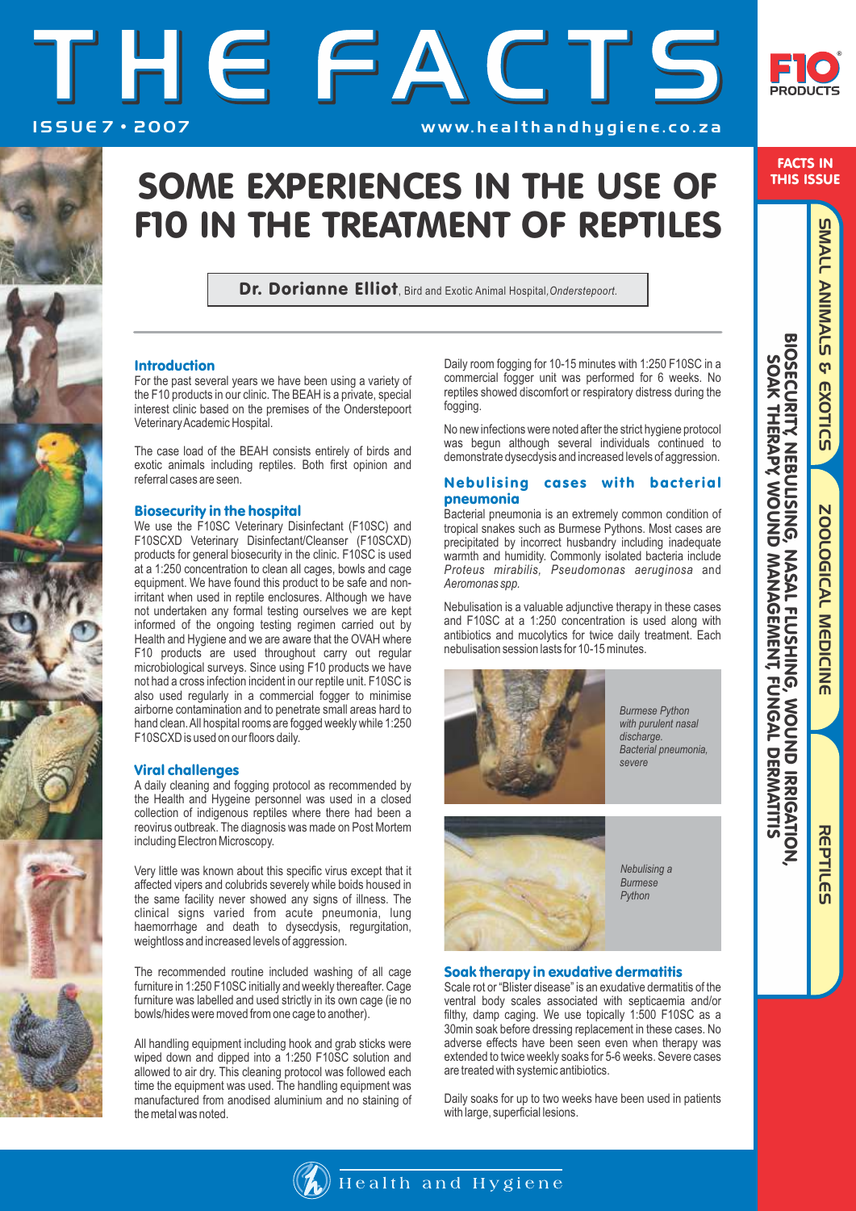# THE FACTS

ISSUE 7 • 2007

www.healthandhygiene.co.za

# SOME EXPERIENCES IN THE USE OF F10 IN THE TREATMENT OF REPTILES

**Dr. Dorianne Elliot**, Bird and Exotic Animal Hospital, *Onderstepoort.*

FACTS IN THIS ISSUE

SMALL ANIMALS & EXOTICS | ZOOLOGICAL MEDICINE | REPTILES

BIOSECURITY, NEBULISING, NASAL FLUSHING, WOUND IRRIGATION, SOAK THERAPY, WOUND MANAGEMENT, FUNGAL DERMATITIS

### Introduction

For the past several years we have been using a variety of the F10 products in our clinic. The BEAH is a private, special interest clinic based on the premises of the Onderstepoort Veterinary Academic Hospital.

The case load of the BEAH consists entirely of birds and exotic animals including reptiles. Both first opinion and referral cases are seen.

### Biosecurity in the hospital

We use the F10SC Veterinary Disinfectant (F10SC) and F10SCXD Veterinary Disinfectant/Cleanser (F10SCXD) products for general biosecurity in the clinic. F10SC is used at a 1:250 concentration to clean all cages, bowls and cage equipment. We have found this product to be safe and non-irritant when used in reptile enclosures. Although we have not undertaken any formal testing ourselves we are kept informed of the ongoing testing regimen carried out by Health and Hygiene and we are aware that the OVAH where F10 products are used throughout carry out regular microbiological surveys. Since using F10 products we have not had a cross infection incident in our reptile unit. F10SC is also used regularly in a commercial fogger to minimise airborne contamination and to penetrate small areas hard to hand clean. All hospital rooms are fogged weekly while 1:250 F10SCXD is used on our floors daily.

### Viral challenges

A daily cleaning and fogging protocol as recommended by the Health and Hygiene personnel was used in a closed collection of indigenous reptiles where there had been a reovirus outbreak. The diagnosis was made on Post Mortem including Electron Microscopy.

Very little was known about this specific virus except that it affected vipers and colubrids severely while boids housed in the same facility never showed any signs of illness. The clinical signs varied from acute pneumonia, lung haemorrhage and death to dysecdysis, regurgitation, weightloss and increased levels of aggression.

The recommended routine included washing of all cage furniture in 1:250 F10SC initially and weekly thereafter. Cage furniture was labelled and used strictly in its own cage (ie no bowls/hides were moved from one cage to another).

All handling equipment including hook and grab sticks were wiped down and dipped into a 1:250 F10SC solution and allowed to air dry. This cleaning protocol was followed each time the equipment was used. The handling equipment was manufactured from anodised aluminium and no staining of the metal was noted.

Daily room fogging for 10-15 minutes with 1:250 F10SC in a commercial fogger unit was performed for 6 weeks. No reptiles showed discomfort or respiratory distress during the fogging.

No new infections were noted after the strict hygiene protocol was begun although several individuals continued to demonstrate dysecdysis and increased levels of aggression.

### Nebulising cases with bacterial pneumonia

Bacterial pneumonia is an extremely common condition of tropical snakes such as Burmese Pythons. Most cases are precipitated by incorrect husbandry including inadequate warmth and humidity. Commonly isolated bacteria include *Proteus mirabilis*, *Pseudomonas aeruginosa* and *Aeromonas spp.*

Nebulisation is a valuable adjunctive therapy in these cases and F10SC at a 1:250 concentration is used along with antibiotics and mucolytics for twice daily treatment. Each nebulisation session lasts for 10-15 minutes.

*Burmese Python with purulent nasal discharge. Bacterial pneumonia, severe*

*Nebulising a Burmese Python*

### Soak therapy in exudative dermatitis

Scale rot or "Blister disease" is an exudative dermatitis of the ventral body scales associated with septicaemia and/or filthy, damp caging. We use topically 1:500 F10SC as a 30min soak before dressing replacement in these cases. No adverse effects have been seen even when therapy was extended to twice weekly soaks for 5-6 weeks. Severe cases are treated with systemic antibiotics.

Daily soaks for up to two weeks have been used in patients with large, superficial lesions.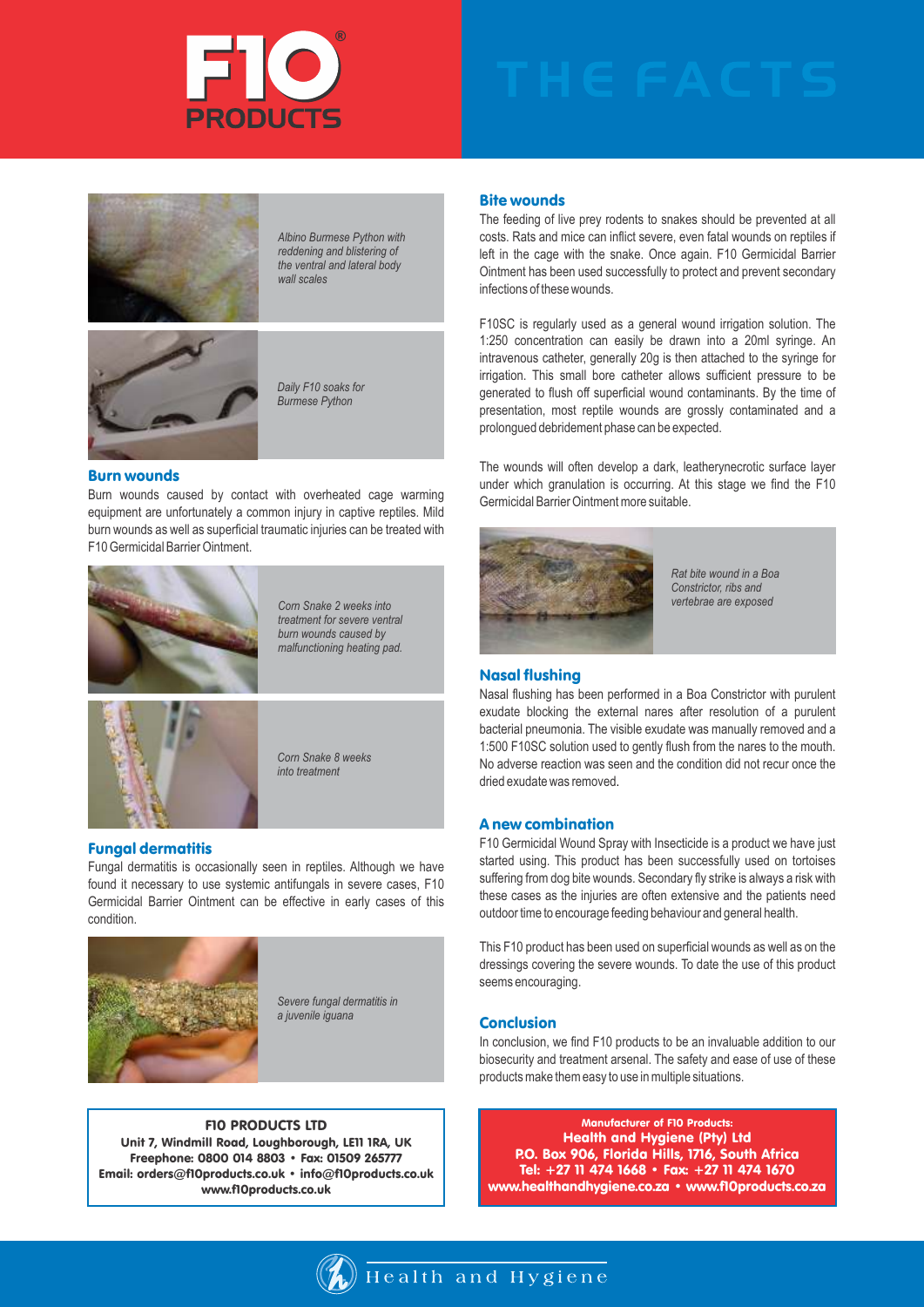# THE FACTS

*Albino Burmese Python with reddening and blistering of the ventral and lateral body wall scales*

*Daily F10 soaks for Burmese Python*

## Burn wounds

Burn wounds caused by contact with overheated cage warming equipment are unfortunately a common injury in captive reptiles. Mild burn wounds as well as superficial traumatic injuries can be treated with F10 Germicidal Barrier Ointment.

*Corn Snake 2 weeks into treatment for severe ventral burn wounds caused by malfunctioning heating pad.*

*Corn Snake 8 weeks into treatment*

## Fungal dermatitis

Fungal dermatitis is occasionally seen in reptiles. Although we have found it necessary to use systemic antifungals in severe cases, F10 Germicidal Barrier Ointment can be effective in early cases of this condition.

*Severe fungal dermatitis in a juvenile iguana*

**F10 PRODUCTS LTD**
**Unit 7, Windmill Road, Loughborough, LE11 1RA, UK**
**Freephone: 0800 014 8803 • Fax: 01509 265777**
**Email: orders@f10products.co.uk • info@f10products.co.uk**
**www.f10products.co.uk**

## Bite wounds

The feeding of live prey rodents to snakes should be prevented at all costs. Rats and mice can inflict severe, even fatal wounds on reptiles if left in the cage with the snake. Once again. F10 Germicidal Barrier Ointment has been used successfully to protect and prevent secondary infections of these wounds.

F10SC is regularly used as a general wound irrigation solution. The 1:250 concentration can easily be drawn into a 20ml syringe. An intravenous catheter, generally 20g is then attached to the syringe for irrigation. This small bore catheter allows sufficient pressure to be generated to flush off superficial wound contaminants. By the time of presentation, most reptile wounds are grossly contaminated and a prolongued debridement phase can be expected.

The wounds will often develop a dark, leatherynecrotic surface layer under which granulation is occurring. At this stage we find the F10 Germicidal Barrier Ointment more suitable.

*Rat bite wound in a Boa Constrictor, ribs and vertebrae are exposed*

## Nasal flushing

Nasal flushing has been performed in a Boa Constrictor with purulent exudate blocking the external nares after resolution of a purulent bacterial pneumonia. The visible exudate was manually removed and a 1:500 F10SC solution used to gently flush from the nares to the mouth. No adverse reaction was seen and the condition did not recur once the dried exudate was removed.

## A new combination

F10 Germicidal Wound Spray with Insecticide is a product we have just started using. This product has been successfully used on tortoises suffering from dog bite wounds. Secondary fly strike is always a risk with these cases as the injuries are often extensive and the patients need outdoor time to encourage feeding behaviour and general health.

This F10 product has been used on superficial wounds as well as on the dressings covering the severe wounds. To date the use of this product seems encouraging.

## Conclusion

In conclusion, we find F10 products to be an invaluable addition to our biosecurity and treatment arsenal. The safety and ease of use of these products make them easy to use in multiple situations.

**Manufacturer of F10 Products:**
**Health and Hygiene (Pty) Ltd**
**P.O. Box 906, Florida Hills, 1716, South Africa**
**Tel: +27 11 474 1668 • Fax: +27 11 474 1670**
**www.healthandhygiene.co.za • www.f10products.co.za**

Health and Hygiene